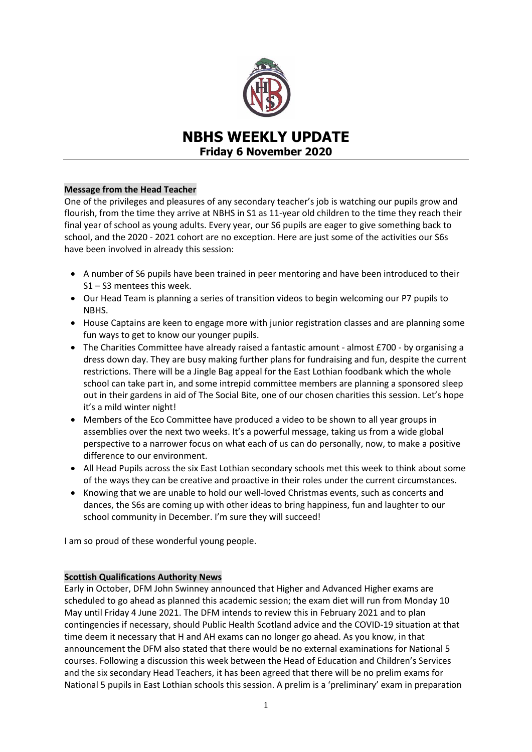# NBHS WEEKLY UPDATE

## Friday 6 November 2020

### Message from the Head Teacher

One of the privileges and pleasures of any secondary teacher's job is watching our pupils grow and flourish, from the time they arrive at NBHS in S1 as 11-year old children to the time they reach their final year of school as young adults. Every year, our S6 pupils are eager to give something back to school, and the 2020 - 2021 cohort are no exception. Here are just some of the activities our S6s have been involved in already this session:

- A number of S6 pupils have been trained in peer mentoring and have been introduced to their S1 – S3 mentees this week.
- Our Head Team is planning a series of transition videos to begin welcoming our P7 pupils to NBHS.
- House Captains are keen to engage more with junior registration classes and are planning some fun ways to get to know our younger pupils.
- The Charities Committee have already raised a fantastic amount - almost £700 - by organising a dress down day. They are busy making further plans for fundraising and fun, despite the current restrictions. There will be a Jingle Bag appeal for the East Lothian foodbank which the whole school can take part in, and some intrepid committee members are planning a sponsored sleep out in their gardens in aid of The Social Bite, one of our chosen charities this session. Let's hope it's a mild winter night!
- Members of the Eco Committee have produced a video to be shown to all year groups in assemblies over the next two weeks. It's a powerful message, taking us from a wide global perspective to a narrower focus on what each of us can do personally, now, to make a positive difference to our environment.
- All Head Pupils across the six East Lothian secondary schools met this week to think about some of the ways they can be creative and proactive in their roles under the current circumstances.
- Knowing that we are unable to hold our well-loved Christmas events, such as concerts and dances, the S6s are coming up with other ideas to bring happiness, fun and laughter to our school community in December. I'm sure they will succeed!

I am so proud of these wonderful young people.

### Scottish Qualifications Authority News

Early in October, DFM John Swinney announced that Higher and Advanced Higher exams are scheduled to go ahead as planned this academic session; the exam diet will run from Monday 10 May until Friday 4 June 2021. The DFM intends to review this in February 2021 and to plan contingencies if necessary, should Public Health Scotland advice and the COVID-19 situation at that time deem it necessary that H and AH exams can no longer go ahead. As you know, in that announcement the DFM also stated that there would be no external examinations for National 5 courses. Following a discussion this week between the Head of Education and Children's Services and the six secondary Head Teachers, it has been agreed that there will be no prelim exams for National 5 pupils in East Lothian schools this session. A prelim is a 'preliminary' exam in preparation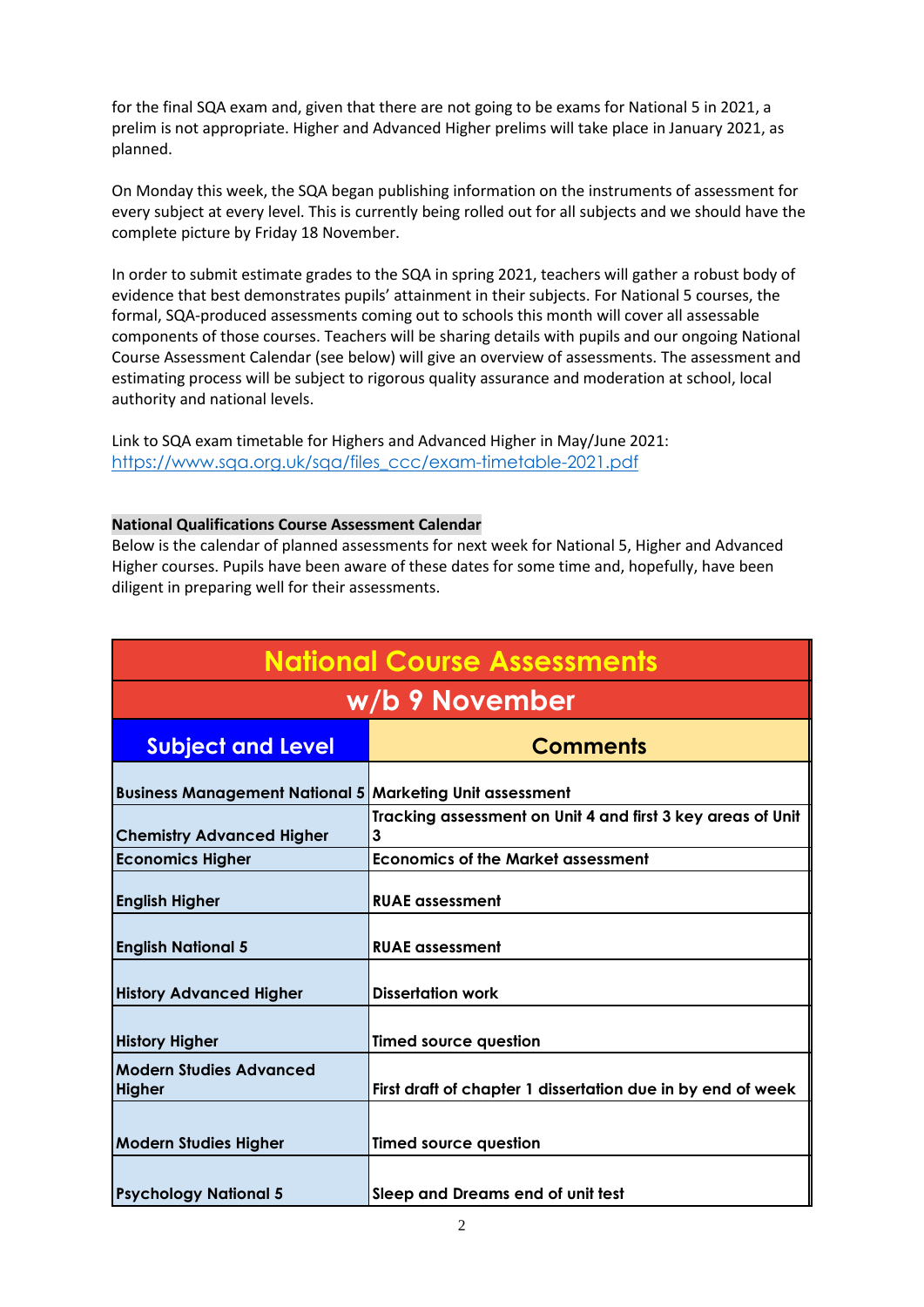for the final SQA exam and, given that there are not going to be exams for National 5 in 2021, a prelim is not appropriate. Higher and Advanced Higher prelims will take place in January 2021, as planned.

On Monday this week, the SQA began publishing information on the instruments of assessment for every subject at every level. This is currently being rolled out for all subjects and we should have the complete picture by Friday 18 November.

In order to submit estimate grades to the SQA in spring 2021, teachers will gather a robust body of evidence that best demonstrates pupils' attainment in their subjects. For National 5 courses, the formal, SQA-produced assessments coming out to schools this month will cover all assessable components of those courses. Teachers will be sharing details with pupils and our ongoing National Course Assessment Calendar (see below) will give an overview of assessments. The assessment and estimating process will be subject to rigorous quality assurance and moderation at school, local authority and national levels.

Link to SQA exam timetable for Highers and Advanced Higher in May/June 2021:
https://www.sqa.org.uk/sqa/files_ccc/exam-timetable-2021.pdf

**National Qualifications Course Assessment Calendar**

Below is the calendar of planned assessments for next week for National 5, Higher and Advanced Higher courses. Pupils have been aware of these dates for some time and, hopefully, have been diligent in preparing well for their assessments.

| National Course Assessments | |
|---|---|
| **w/b 9 November** | |
| **Subject and Level** | **Comments** |
| **Business Management National 5** | **Marketing Unit assessment** |
| **Chemistry Advanced Higher** | **Tracking assessment on Unit 4 and first 3 key areas of Unit 3** |
| **Economics Higher** | **Economics of the Market assessment** |
| **English Higher** | **RUAE assessment** |
| **English National 5** | **RUAE assessment** |
| **History Advanced Higher** | **Dissertation work** |
| **History Higher** | **Timed source question** |
| **Modern Studies Advanced Higher** | **First draft of chapter 1 dissertation due in by end of week** |
| **Modern Studies Higher** | **Timed source question** |
| **Psychology National 5** | **Sleep and Dreams end of unit test** |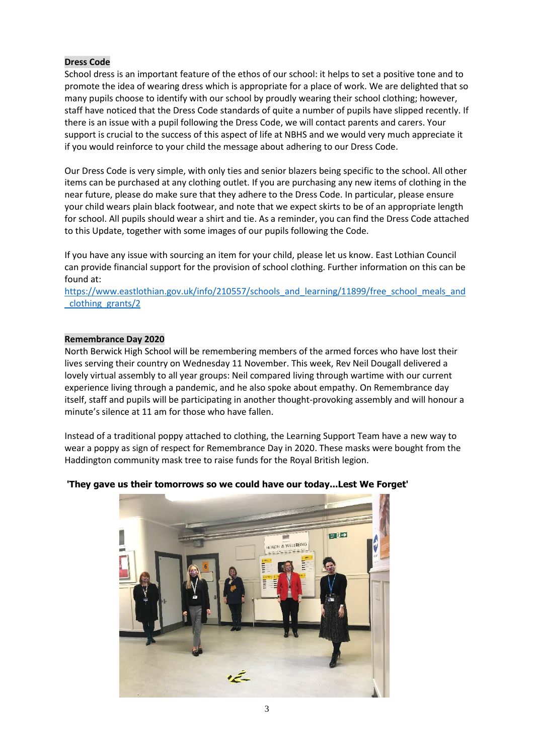**Dress Code**

School dress is an important feature of the ethos of our school: it helps to set a positive tone and to promote the idea of wearing dress which is appropriate for a place of work. We are delighted that so many pupils choose to identify with our school by proudly wearing their school clothing; however, staff have noticed that the Dress Code standards of quite a number of pupils have slipped recently. If there is an issue with a pupil following the Dress Code, we will contact parents and carers. Your support is crucial to the success of this aspect of life at NBHS and we would very much appreciate it if you would reinforce to your child the message about adhering to our Dress Code.

Our Dress Code is very simple, with only ties and senior blazers being specific to the school. All other items can be purchased at any clothing outlet. If you are purchasing any new items of clothing in the near future, please do make sure that they adhere to the Dress Code. In particular, please ensure your child wears plain black footwear, and note that we expect skirts to be of an appropriate length for school. All pupils should wear a shirt and tie. As a reminder, you can find the Dress Code attached to this Update, together with some images of our pupils following the Code.

If you have any issue with sourcing an item for your child, please let us know. East Lothian Council can provide financial support for the provision of school clothing. Further information on this can be found at:
https://www.eastlothian.gov.uk/info/210557/schools_and_learning/11899/free_school_meals_and_clothing_grants/2

**Remembrance Day 2020**

North Berwick High School will be remembering members of the armed forces who have lost their lives serving their country on Wednesday 11 November. This week, Rev Neil Dougall delivered a lovely virtual assembly to all year groups: Neil compared living through wartime with our current experience living through a pandemic, and he also spoke about empathy. On Remembrance day itself, staff and pupils will be participating in another thought-provoking assembly and will honour a minute's silence at 11 am for those who have fallen.

Instead of a traditional poppy attached to clothing, the Learning Support Team have a new way to wear a poppy as sign of respect for Remembrance Day in 2020. These masks were bought from the Haddington community mask tree to raise funds for the Royal British legion.

**'They gave us their tomorrows so we could have our today...Lest We Forget'**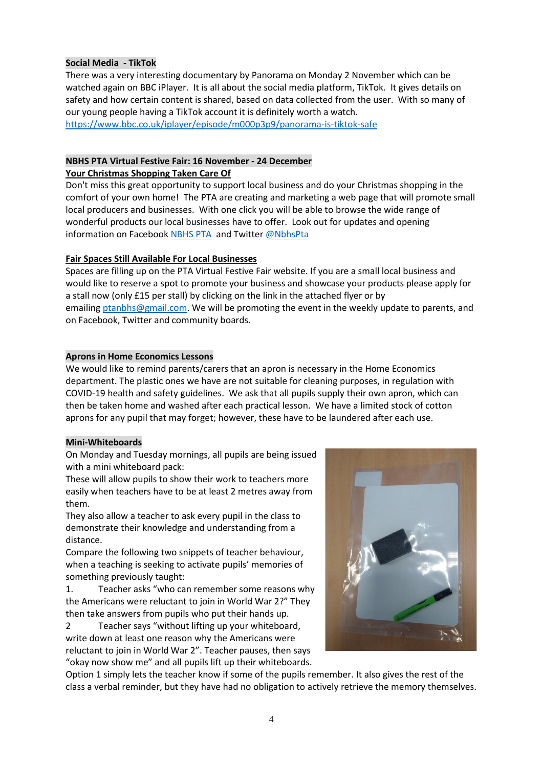**Social Media - TikTok**

There was a very interesting documentary by Panorama on Monday 2 November which can be watched again on BBC iPlayer. It is all about the social media platform, TikTok. It gives details on safety and how certain content is shared, based on data collected from the user. With so many of our young people having a TikTok account it is definitely worth a watch.
https://www.bbc.co.uk/iplayer/episode/m000p3p9/panorama-is-tiktok-safe

**NBHS PTA Virtual Festive Fair: 16 November - 24 December**

**Your Christmas Shopping Taken Care Of**

Don't miss this great opportunity to support local business and do your Christmas shopping in the comfort of your own home! The PTA are creating and marketing a web page that will promote small local producers and businesses. With one click you will be able to browse the wide range of wonderful products our local businesses have to offer. Look out for updates and opening information on Facebook NBHS PTA and Twitter @NbhsPta

**Fair Spaces Still Available For Local Businesses**

Spaces are filling up on the PTA Virtual Festive Fair website. If you are a small local business and would like to reserve a spot to promote your business and showcase your products please apply for a stall now (only £15 per stall) by clicking on the link in the attached flyer or by emailing ptanbhs@gmail.com. We will be promoting the event in the weekly update to parents, and on Facebook, Twitter and community boards.

**Aprons in Home Economics Lessons**

We would like to remind parents/carers that an apron is necessary in the Home Economics department. The plastic ones we have are not suitable for cleaning purposes, in regulation with COVID-19 health and safety guidelines. We ask that all pupils supply their own apron, which can then be taken home and washed after each practical lesson. We have a limited stock of cotton aprons for any pupil that may forget; however, these have to be laundered after each use.

**Mini-Whiteboards**

On Monday and Tuesday mornings, all pupils are being issued with a mini whiteboard pack:

These will allow pupils to show their work to teachers more easily when teachers have to be at least 2 metres away from them.

They also allow a teacher to ask every pupil in the class to demonstrate their knowledge and understanding from a distance.

Compare the following two snippets of teacher behaviour, when a teaching is seeking to activate pupils' memories of something previously taught:

1. Teacher asks "who can remember some reasons why the Americans were reluctant to join in World War 2?" They then take answers from pupils who put their hands up.
2. Teacher says "without lifting up your whiteboard, write down at least one reason why the Americans were reluctant to join in World War 2". Teacher pauses, then says "okay now show me" and all pupils lift up their whiteboards.

Option 1 simply lets the teacher know if some of the pupils remember. It also gives the rest of the class a verbal reminder, but they have had no obligation to actively retrieve the memory themselves.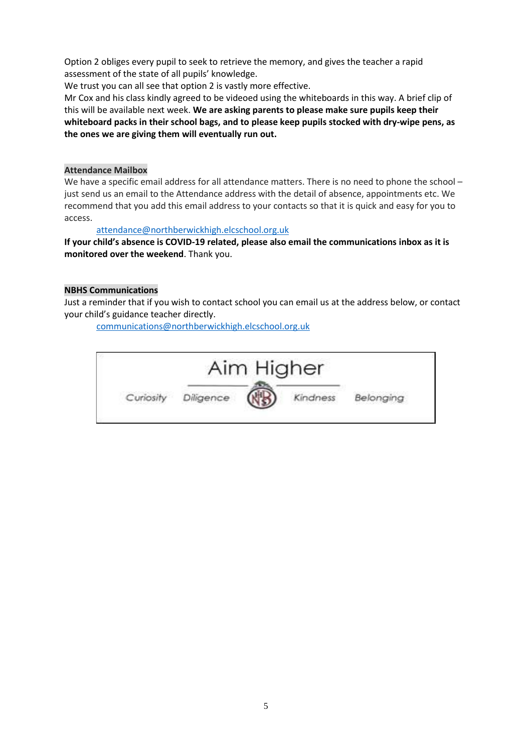Option 2 obliges every pupil to seek to retrieve the memory, and gives the teacher a rapid assessment of the state of all pupils' knowledge.

We trust you can all see that option 2 is vastly more effective.

Mr Cox and his class kindly agreed to be videoed using the whiteboards in this way. A brief clip of this will be available next week. **We are asking parents to please make sure pupils keep their whiteboard packs in their school bags, and to please keep pupils stocked with dry-wipe pens, as the ones we are giving them will eventually run out.**

## Attendance Mailbox

We have a specific email address for all attendance matters. There is no need to phone the school – just send us an email to the Attendance address with the detail of absence, appointments etc. We recommend that you add this email address to your contacts so that it is quick and easy for you to access.

attendance@northberwickhigh.elcschool.org.uk

**If your child's absence is COVID-19 related, please also email the communications inbox as it is monitored over the weekend**. Thank you.

## NBHS Communications

Just a reminder that if you wish to contact school you can email us at the address below, or contact your child's guidance teacher directly.

communications@northberwickhigh.elcschool.org.uk

Aim Higher

Curiosity Diligence Kindness Belonging